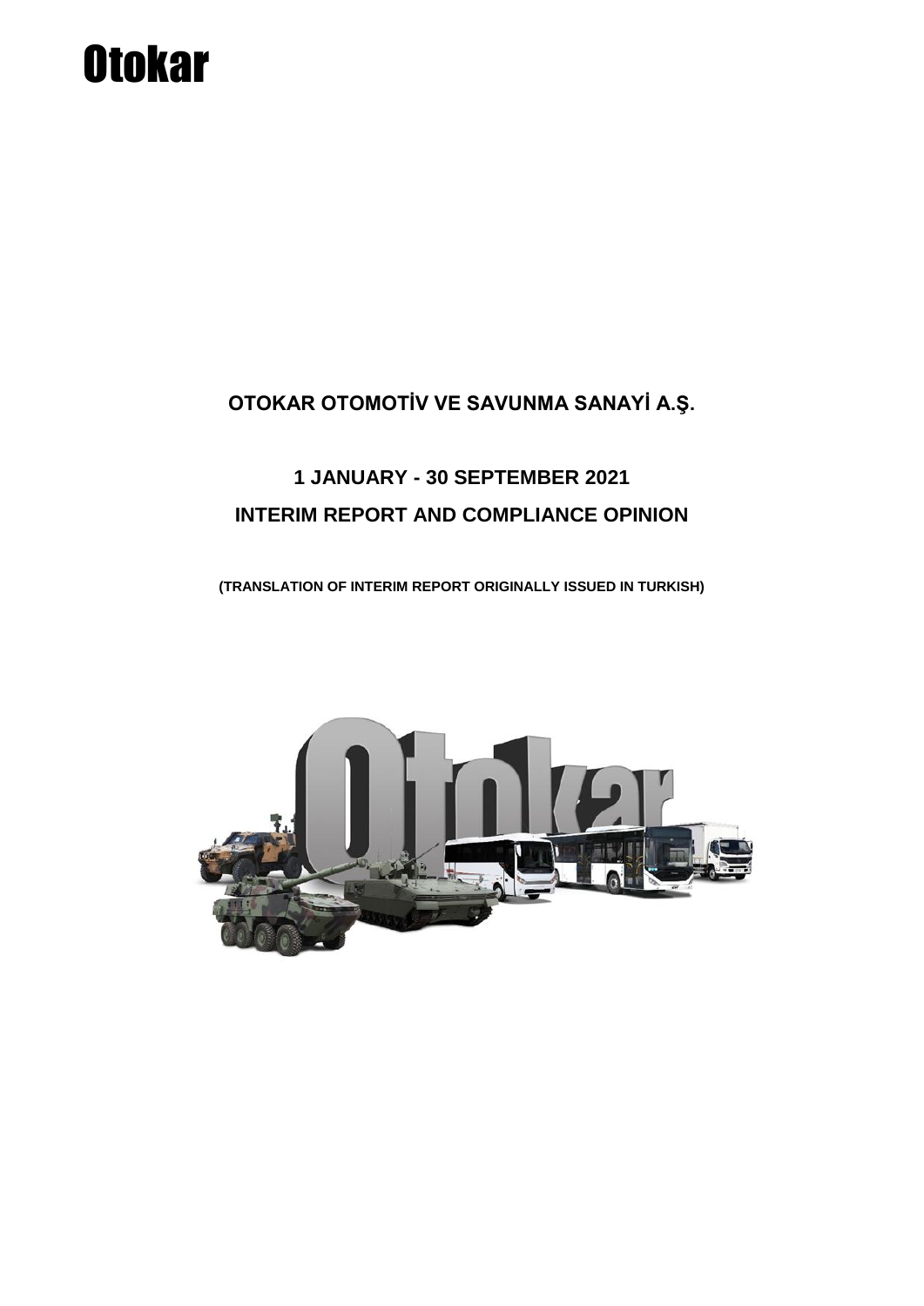# Otokar

## OTOKAR OTOMOTİV VE SAVUNMA SANAYİ A.Ş.

## 1 JANUARY - 30 SEPTEMBER 2021

## INTERIM REPORT AND COMPLIANCE OPINION

**(TRANSLATION OF INTERIM REPORT ORIGINALLY ISSUED IN TURKISH)**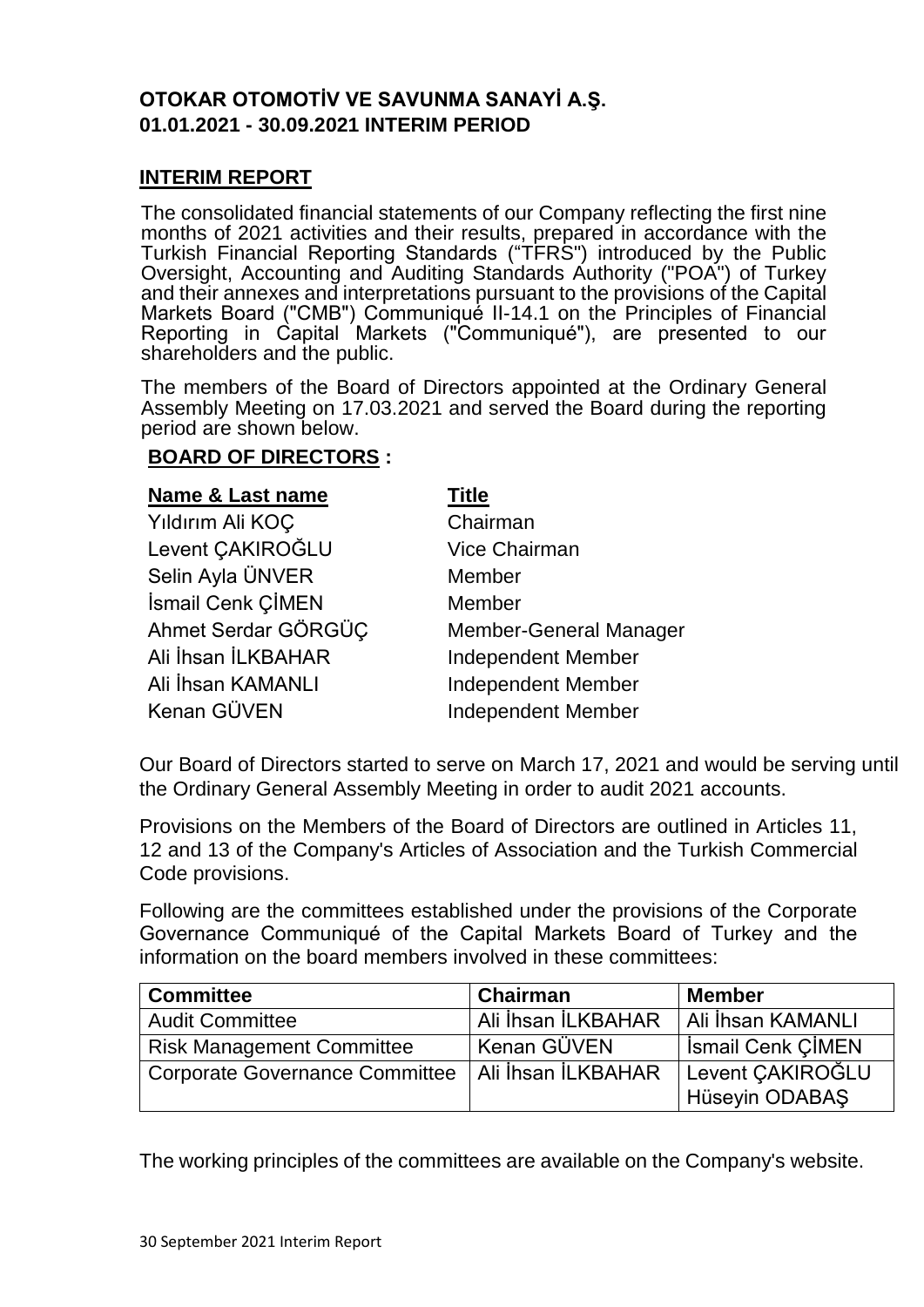**OTOKAR OTOMOTİV VE SAVUNMA SANAYİ A.Ş.**
**01.01.2021 - 30.09.2021 INTERIM PERIOD**

## INTERIM REPORT

The consolidated financial statements of our Company reflecting the first nine months of 2021 activities and their results, prepared in accordance with the Turkish Financial Reporting Standards ("TFRS") introduced by the Public Oversight, Accounting and Auditing Standards Authority ("POA") of Turkey and their annexes and interpretations pursuant to the provisions of the Capital Markets Board ("CMB") Communiqué II-14.1 on the Principles of Financial Reporting in Capital Markets ("Communiqué"), are presented to our shareholders and the public.

The members of the Board of Directors appointed at the Ordinary General Assembly Meeting on 17.03.2021 and served the Board during the reporting period are shown below.

### BOARD OF DIRECTORS :

| Name & Last name | Title |
|---|---|
| Yıldırım Ali KOÇ | Chairman |
| Levent ÇAKIROĞLU | Vice Chairman |
| Selin Ayla ÜNVER | Member |
| İsmail Cenk ÇİMEN | Member |
| Ahmet Serdar GÖRGÜÇ | Member-General Manager |
| Ali İhsan İLKBAHAR | Independent Member |
| Ali İhsan KAMANLI | Independent Member |
| Kenan GÜVEN | Independent Member |

Our Board of Directors started to serve on March 17, 2021 and would be serving until the Ordinary General Assembly Meeting in order to audit 2021 accounts.

Provisions on the Members of the Board of Directors are outlined in Articles 11, 12 and 13 of the Company's Articles of Association and the Turkish Commercial Code provisions.

Following are the committees established under the provisions of the Corporate Governance Communiqué of the Capital Markets Board of Turkey and the information on the board members involved in these committees:

| Committee | Chairman | Member |
|---|---|---|
| Audit Committee | Ali İhsan İLKBAHAR | Ali İhsan KAMANLI |
| Risk Management Committee | Kenan GÜVEN | İsmail Cenk ÇİMEN |
| Corporate Governance Committee | Ali İhsan İLKBAHAR | Levent ÇAKIROĞLU<br>Hüseyin ODABAŞ |

The working principles of the committees are available on the Company's website.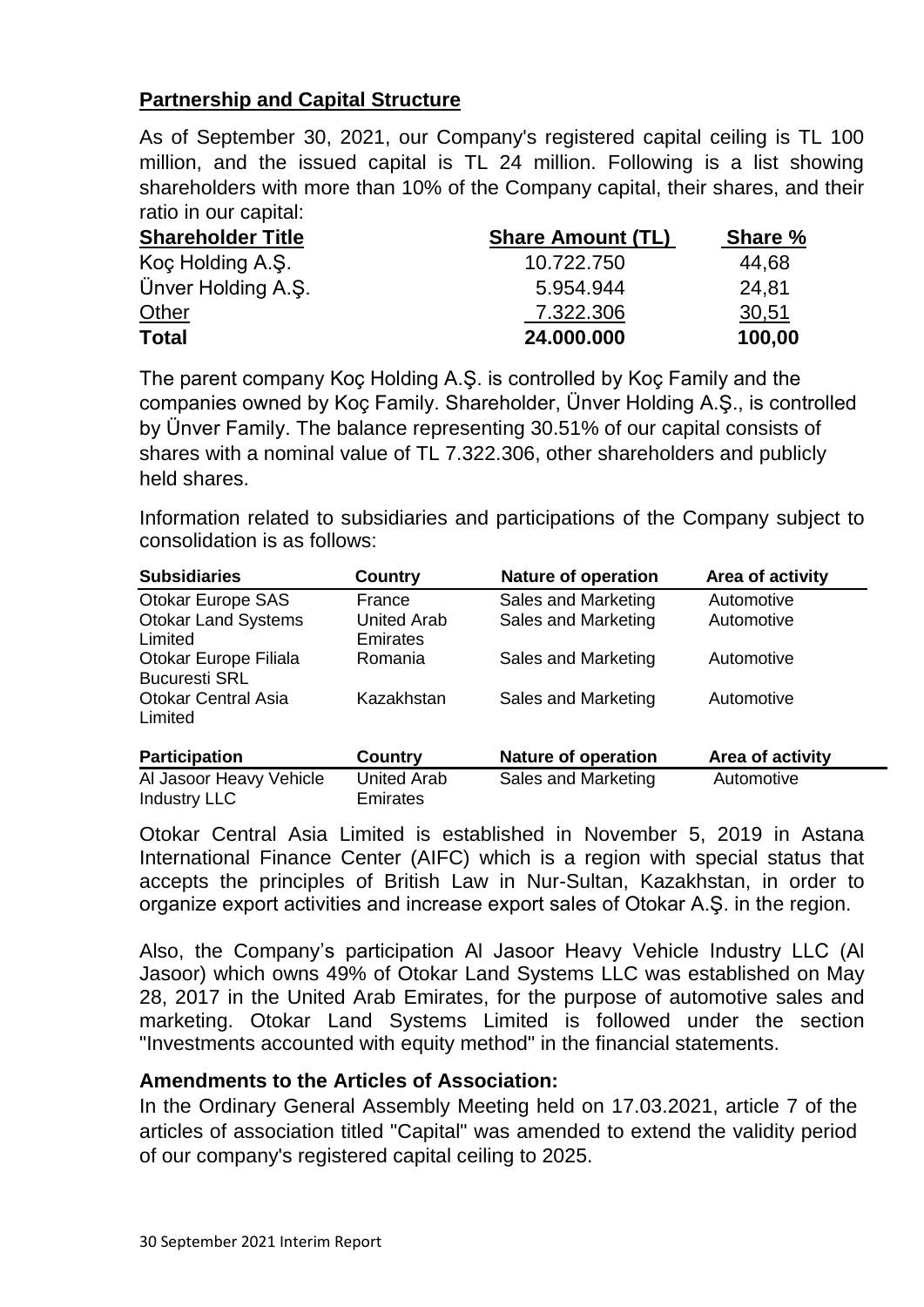**Partnership and Capital Structure**

As of September 30, 2021, our Company's registered capital ceiling is TL 100 million, and the issued capital is TL 24 million. Following is a list showing shareholders with more than 10% of the Company capital, their shares, and their ratio in our capital:

| Shareholder Title | Share Amount (TL) | Share % |
|---|---|---|
| Koç Holding A.Ş. | 10.722.750 | 44,68 |
| Ünver Holding A.Ş. | 5.954.944 | 24,81 |
| Other | 7.322.306 | 30,51 |
| **Total** | **24.000.000** | **100,00** |

The parent company Koç Holding A.Ş. is controlled by Koç Family and the companies owned by Koç Family. Shareholder, Ünver Holding A.Ş., is controlled by Ünver Family. The balance representing 30.51% of our capital consists of shares with a nominal value of TL 7.322.306, other shareholders and publicly held shares.

Information related to subsidiaries and participations of the Company subject to consolidation is as follows:

| Subsidiaries | Country | Nature of operation | Area of activity |
|---|---|---|---|
| Otokar Europe SAS | France | Sales and Marketing | Automotive |
| Otokar Land Systems Limited | United Arab Emirates | Sales and Marketing | Automotive |
| Otokar Europe Filiala Bucuresti SRL | Romania | Sales and Marketing | Automotive |
| Otokar Central Asia Limited | Kazakhstan | Sales and Marketing | Automotive |

| Participation | Country | Nature of operation | Area of activity |
|---|---|---|---|
| Al Jasoor Heavy Vehicle Industry LLC | United Arab Emirates | Sales and Marketing | Automotive |

Otokar Central Asia Limited is established in November 5, 2019 in Astana International Finance Center (AIFC) which is a region with special status that accepts the principles of British Law in Nur-Sultan, Kazakhstan, in order to organize export activities and increase export sales of Otokar A.Ş. in the region.

Also, the Company's participation Al Jasoor Heavy Vehicle Industry LLC (Al Jasoor) which owns 49% of Otokar Land Systems LLC was established on May 28, 2017 in the United Arab Emirates, for the purpose of automotive sales and marketing. Otokar Land Systems Limited is followed under the section "Investments accounted with equity method" in the financial statements.

**Amendments to the Articles of Association:**

In the Ordinary General Assembly Meeting held on 17.03.2021, article 7 of the articles of association titled "Capital" was amended to extend the validity period of our company's registered capital ceiling to 2025.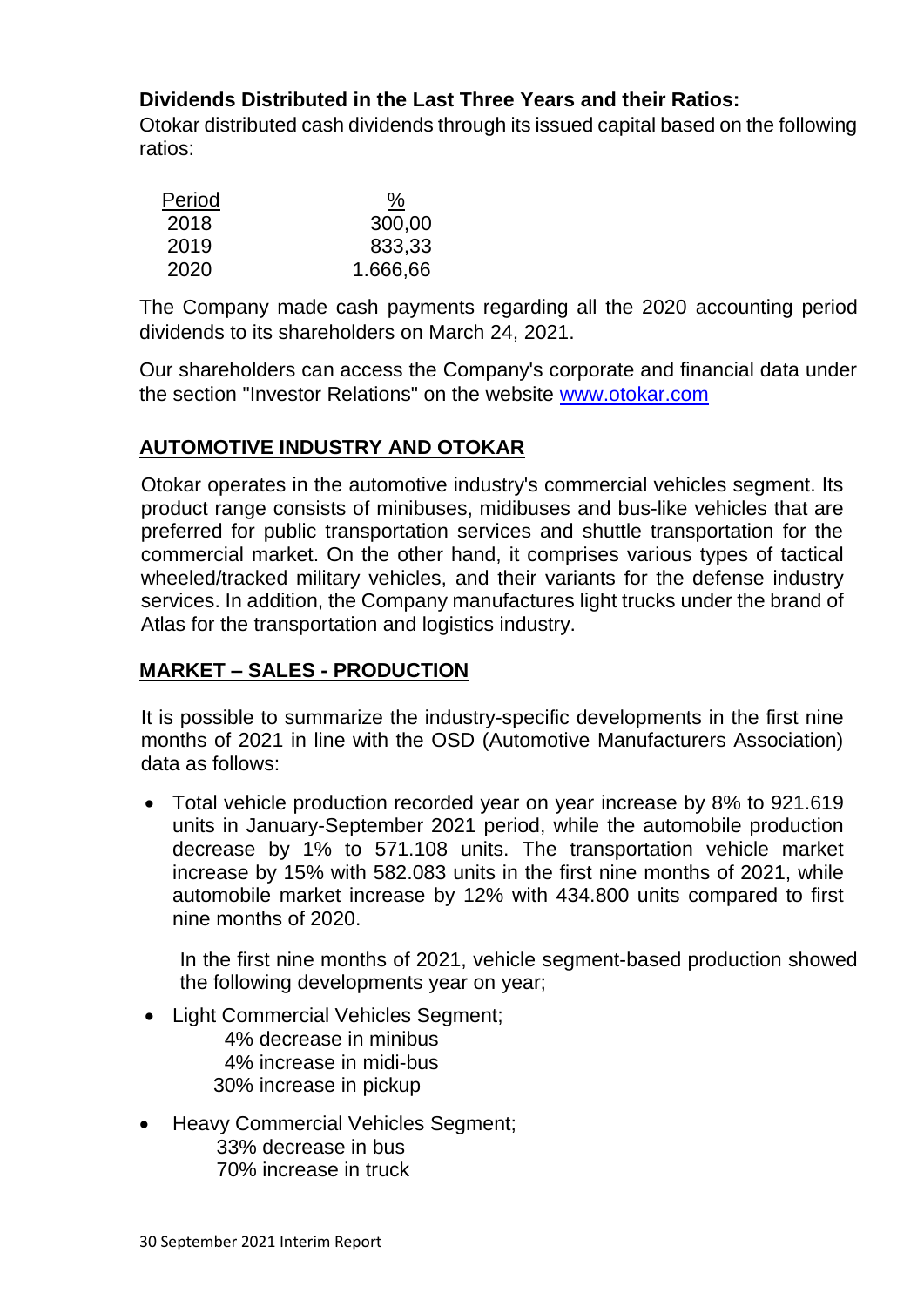**Dividends Distributed in the Last Three Years and their Ratios:**

Otokar distributed cash dividends through its issued capital based on the following ratios:

| Period | % |
|---|---|
| 2018 | 300,00 |
| 2019 | 833,33 |
| 2020 | 1.666,66 |

The Company made cash payments regarding all the 2020 accounting period dividends to its shareholders on March 24, 2021.

Our shareholders can access the Company's corporate and financial data under the section "Investor Relations" on the website www.otokar.com

## AUTOMOTIVE INDUSTRY AND OTOKAR

Otokar operates in the automotive industry's commercial vehicles segment. Its product range consists of minibuses, midibuses and bus-like vehicles that are preferred for public transportation services and shuttle transportation for the commercial market. On the other hand, it comprises various types of tactical wheeled/tracked military vehicles, and their variants for the defense industry services. In addition, the Company manufactures light trucks under the brand of Atlas for the transportation and logistics industry.

## MARKET – SALES - PRODUCTION

It is possible to summarize the industry-specific developments in the first nine months of 2021 in line with the OSD (Automotive Manufacturers Association) data as follows:

- Total vehicle production recorded year on year increase by 8% to 921.619 units in January-September 2021 period, while the automobile production decrease by 1% to 571.108 units. The transportation vehicle market increase by 15% with 582.083 units in the first nine months of 2021, while automobile market increase by 12% with 434.800 units compared to first nine months of 2020.

  In the first nine months of 2021, vehicle segment-based production showed the following developments year on year;

- Light Commercial Vehicles Segment;
  - 4% decrease in minibus
  - 4% increase in midi-bus
  - 30% increase in pickup
- Heavy Commercial Vehicles Segment;
  - 33% decrease in bus
  - 70% increase in truck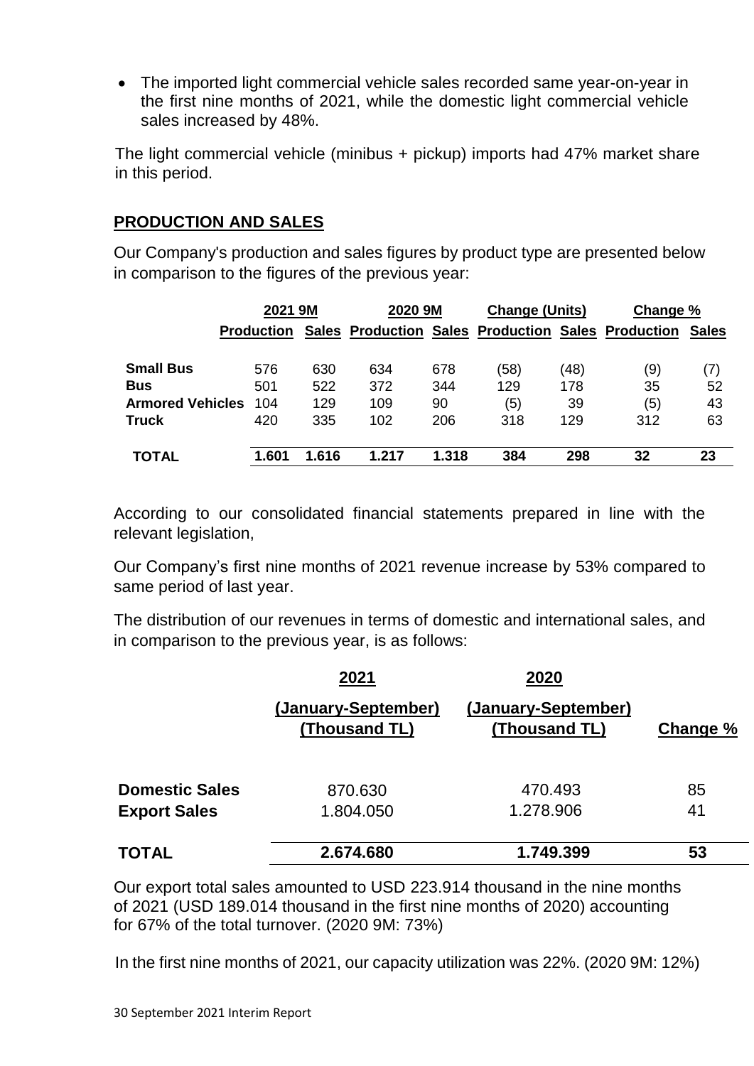- The imported light commercial vehicle sales recorded same year-on-year in the first nine months of 2021, while the domestic light commercial vehicle sales increased by 48%.

The light commercial vehicle (minibus + pickup) imports had 47% market share in this period.

## PRODUCTION AND SALES

Our Company's production and sales figures by product type are presented below in comparison to the figures of the previous year:

| | 2021 9M | | 2020 9M | | Change (Units) | | Change % | |
|---|---|---|---|---|---|---|---|---|
| | Production | Sales | Production | Sales | Production | Sales | Production | Sales |
| **Small Bus** | 576 | 630 | 634 | 678 | (58) | (48) | (9) | (7) |
| **Bus** | 501 | 522 | 372 | 344 | 129 | 178 | 35 | 52 |
| **Armored Vehicles** | 104 | 129 | 109 | 90 | (5) | 39 | (5) | 43 |
| **Truck** | 420 | 335 | 102 | 206 | 318 | 129 | 312 | 63 |
| **TOTAL** | **1.601** | **1.616** | **1.217** | **1.318** | **384** | **298** | **32** | **23** |

According to our consolidated financial statements prepared in line with the relevant legislation,

Our Company's first nine months of 2021 revenue increase by 53% compared to same period of last year.

The distribution of our revenues in terms of domestic and international sales, and in comparison to the previous year, is as follows:

| | 2021 (January-September) (Thousand TL) | 2020 (January-September) (Thousand TL) | Change % |
|---|---|---|---|
| **Domestic Sales** | 870.630 | 470.493 | 85 |
| **Export Sales** | 1.804.050 | 1.278.906 | 41 |
| **TOTAL** | **2.674.680** | **1.749.399** | **53** |

Our export total sales amounted to USD 223.914 thousand in the nine months of 2021 (USD 189.014 thousand in the first nine months of 2020) accounting for 67% of the total turnover. (2020 9M: 73%)

In the first nine months of 2021, our capacity utilization was 22%. (2020 9M: 12%)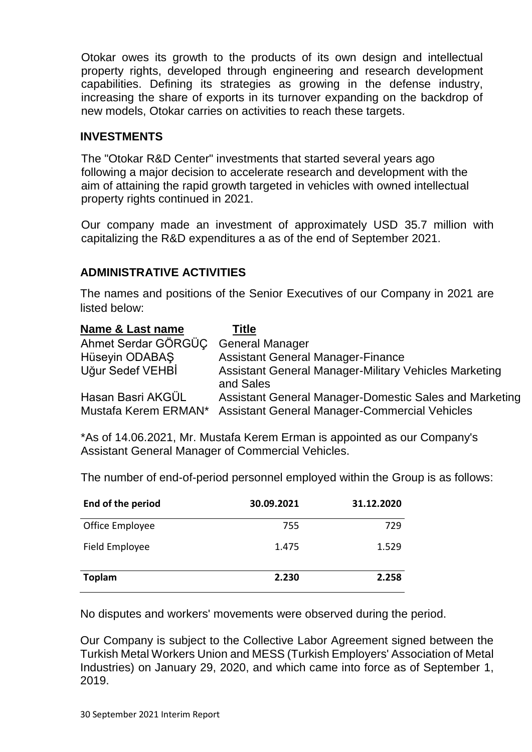Otokar owes its growth to the products of its own design and intellectual property rights, developed through engineering and research development capabilities. Defining its strategies as growing in the defense industry, increasing the share of exports in its turnover expanding on the backdrop of new models, Otokar carries on activities to reach these targets.

## INVESTMENTS

The "Otokar R&D Center" investments that started several years ago following a major decision to accelerate research and development with the aim of attaining the rapid growth targeted in vehicles with owned intellectual property rights continued in 2021.

Our company made an investment of approximately USD 35.7 million with capitalizing the R&D expenditures a as of the end of September 2021.

## ADMINISTRATIVE ACTIVITIES

The names and positions of the Senior Executives of our Company in 2021 are listed below:

| Name & Last name | Title |
|---|---|
| Ahmet Serdar GÖRGÜÇ | General Manager |
| Hüseyin ODABAŞ | Assistant General Manager-Finance |
| Uğur Sedef VEHBİ | Assistant General Manager-Military Vehicles Marketing and Sales |
| Hasan Basri AKGÜL | Assistant General Manager-Domestic Sales and Marketing |
| Mustafa Kerem ERMAN* | Assistant General Manager-Commercial Vehicles |

*As of 14.06.2021, Mr. Mustafa Kerem Erman is appointed as our Company's Assistant General Manager of Commercial Vehicles.

The number of end-of-period personnel employed within the Group is as follows:

| End of the period | 30.09.2021 | 31.12.2020 |
|---|---|---|
| Office Employee | 755 | 729 |
| Field Employee | 1.475 | 1.529 |
| **Toplam** | **2.230** | **2.258** |

No disputes and workers' movements were observed during the period.

Our Company is subject to the Collective Labor Agreement signed between the Turkish Metal Workers Union and MESS (Turkish Employers' Association of Metal Industries) on January 29, 2020, and which came into force as of September 1, 2019.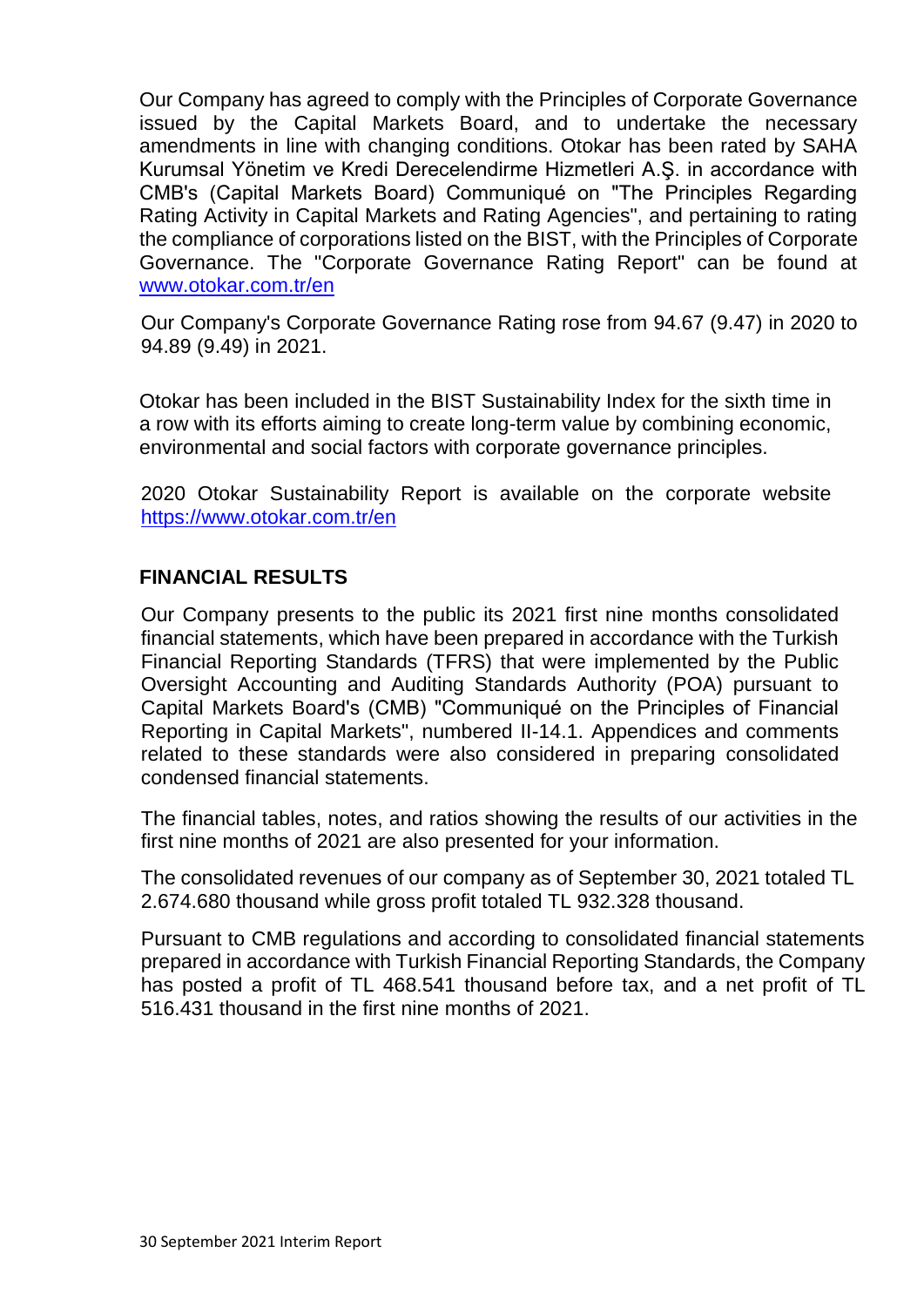Our Company has agreed to comply with the Principles of Corporate Governance issued by the Capital Markets Board, and to undertake the necessary amendments in line with changing conditions. Otokar has been rated by SAHA Kurumsal Yönetim ve Kredi Derecelendirme Hizmetleri A.Ş. in accordance with CMB's (Capital Markets Board) Communiqué on "The Principles Regarding Rating Activity in Capital Markets and Rating Agencies", and pertaining to rating the compliance of corporations listed on the BIST, with the Principles of Corporate Governance. The "Corporate Governance Rating Report" can be found at [www.otokar.com.tr/en](www.otokar.com.tr/en)

Our Company's Corporate Governance Rating rose from 94.67 (9.47) in 2020 to 94.89 (9.49) in 2021.

Otokar has been included in the BIST Sustainability Index for the sixth time in a row with its efforts aiming to create long-term value by combining economic, environmental and social factors with corporate governance principles.

2020 Otokar Sustainability Report is available on the corporate website [https://www.otokar.com.tr/en](https://www.otokar.com.tr/en)

## FINANCIAL RESULTS

Our Company presents to the public its 2021 first nine months consolidated financial statements, which have been prepared in accordance with the Turkish Financial Reporting Standards (TFRS) that were implemented by the Public Oversight Accounting and Auditing Standards Authority (POA) pursuant to Capital Markets Board's (CMB) "Communiqué on the Principles of Financial Reporting in Capital Markets", numbered II-14.1. Appendices and comments related to these standards were also considered in preparing consolidated condensed financial statements.

The financial tables, notes, and ratios showing the results of our activities in the first nine months of 2021 are also presented for your information.

The consolidated revenues of our company as of September 30, 2021 totaled TL 2.674.680 thousand while gross profit totaled TL 932.328 thousand.

Pursuant to CMB regulations and according to consolidated financial statements prepared in accordance with Turkish Financial Reporting Standards, the Company has posted a profit of TL 468.541 thousand before tax, and a net profit of TL 516.431 thousand in the first nine months of 2021.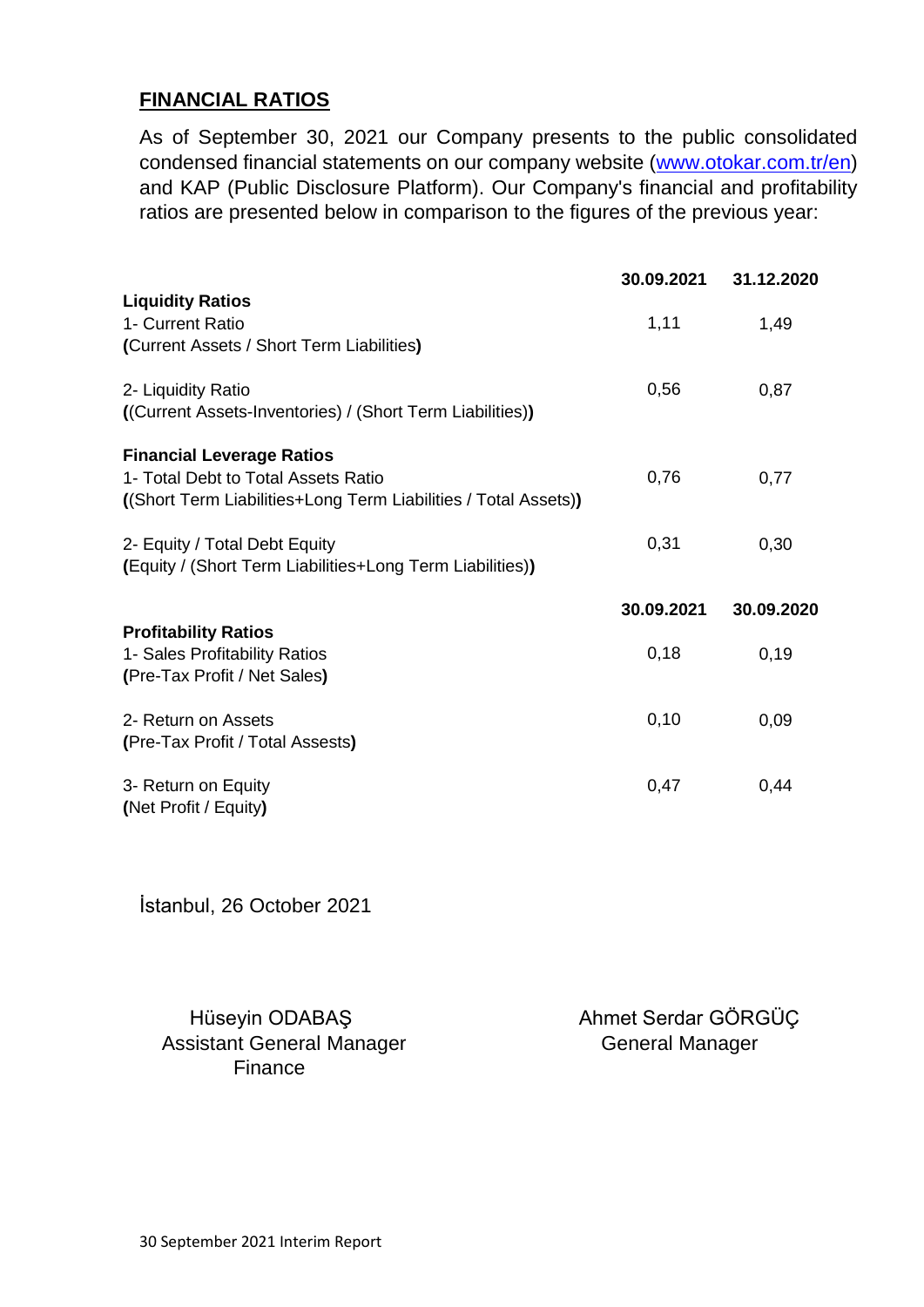## FINANCIAL RATIOS

As of September 30, 2021 our Company presents to the public consolidated condensed financial statements on our company website (www.otokar.com.tr/en) and KAP (Public Disclosure Platform). Our Company's financial and profitability ratios are presented below in comparison to the figures of the previous year:

| | 30.09.2021 | 31.12.2020 |
|---|---|---|
| **Liquidity Ratios** | | |
| 1- Current Ratio<br>**(**Current Assets / Short Term Liabilities**)** | 1,11 | 1,49 |
| 2- Liquidity Ratio<br>**(**(Current Assets-Inventories) / (Short Term Liabilities)**)** | 0,56 | 0,87 |
| **Financial Leverage Ratios** | | |
| 1- Total Debt to Total Assets Ratio<br>**(**(Short Term Liabilities+Long Term Liabilities / Total Assets)**)** | 0,76 | 0,77 |
| 2- Equity / Total Debt Equity<br>**(**Equity / (Short Term Liabilities+Long Term Liabilities)**)** | 0,31 | 0,30 |
| | **30.09.2021** | **30.09.2020** |
| **Profitability Ratios** | | |
| 1- Sales Profitability Ratios<br>**(**Pre-Tax Profit / Net Sales**)** | 0,18 | 0,19 |
| 2- Return on Assets<br>**(**Pre-Tax Profit / Total Assests**)** | 0,10 | 0,09 |
| 3- Return on Equity<br>**(**Net Profit / Equity**)** | 0,47 | 0,44 |

İstanbul, 26 October 2021

Hüseyin ODABAŞ
Assistant General Manager
Finance

Ahmet Serdar GÖRGÜÇ
General Manager